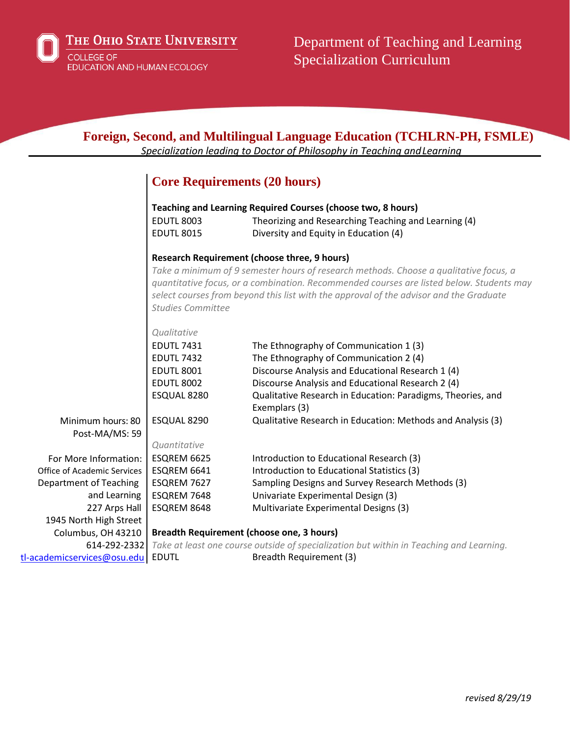The Ohio State University
College of Education and Human Ecology

Department of Teaching and Learning
Specialization Curriculum

# Foreign, Second, and Multilingual Language Education (TCHLRN-PH, FSMLE)

*Specialization leading to Doctor of Philosophy in Teaching and Learning*

Minimum hours: 80
Post-MA/MS: 59

For More Information:
Office of Academic Services
Department of Teaching and Learning
227 Arps Hall
1945 North High Street
Columbus, OH 43210
614-292-2332
tl-academicservices@osu.edu

## Core Requirements (20 hours)

**Teaching and Learning Required Courses (choose two, 8 hours)**

| | |
|---|---|
| EDUTL 8003 | Theorizing and Researching Teaching and Learning (4) |
| EDUTL 8015 | Diversity and Equity in Education (4) |

**Research Requirement (choose three, 9 hours)**

*Take a minimum of 9 semester hours of research methods. Choose a qualitative focus, a quantitative focus, or a combination. Recommended courses are listed below. Students may select courses from beyond this list with the approval of the advisor and the Graduate Studies Committee*

*Qualitative*

| | |
|---|---|
| EDUTL 7431 | The Ethnography of Communication 1 (3) |
| EDUTL 7432 | The Ethnography of Communication 2 (4) |
| EDUTL 8001 | Discourse Analysis and Educational Research 1 (4) |
| EDUTL 8002 | Discourse Analysis and Educational Research 2 (4) |
| ESQUAL 8280 | Qualitative Research in Education: Paradigms, Theories, and Exemplars (3) |
| ESQUAL 8290 | Qualitative Research in Education: Methods and Analysis (3) |

*Quantitative*

| | |
|---|---|
| ESQREM 6625 | Introduction to Educational Research (3) |
| ESQREM 6641 | Introduction to Educational Statistics (3) |
| ESQREM 7627 | Sampling Designs and Survey Research Methods (3) |
| ESQREM 7648 | Univariate Experimental Design (3) |
| ESQREM 8648 | Multivariate Experimental Designs (3) |

**Breadth Requirement (choose one, 3 hours)**

*Take at least one course outside of specialization but within in Teaching and Learning.*

| | |
|---|---|
| EDUTL | Breadth Requirement (3) |

*revised 8/29/19*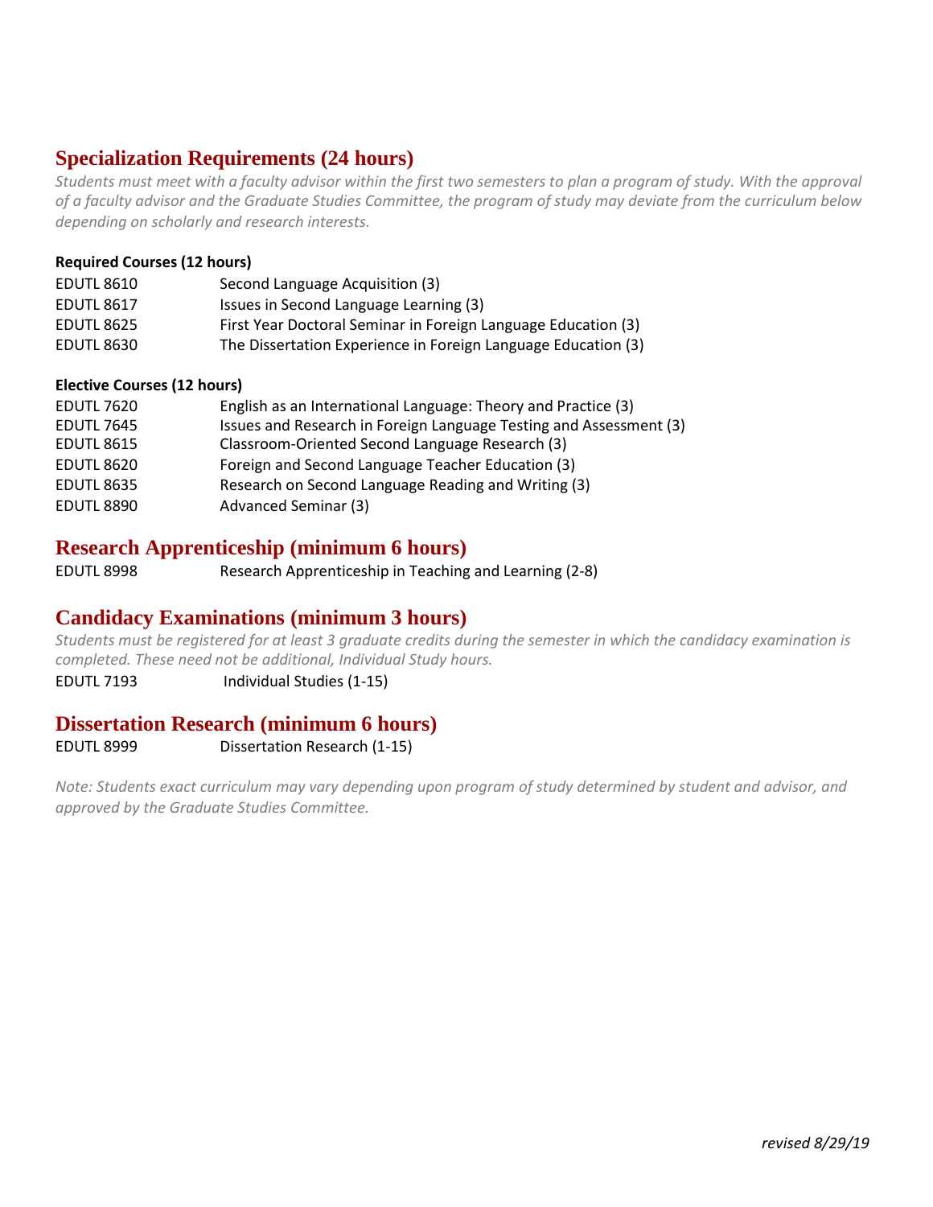## Specialization Requirements (24 hours)

*Students must meet with a faculty advisor within the first two semesters to plan a program of study. With the approval of a faculty advisor and the Graduate Studies Committee, the program of study may deviate from the curriculum below depending on scholarly and research interests.*

**Required Courses (12 hours)**

| | |
|---|---|
| EDUTL 8610 | Second Language Acquisition (3) |
| EDUTL 8617 | Issues in Second Language Learning (3) |
| EDUTL 8625 | First Year Doctoral Seminar in Foreign Language Education (3) |
| EDUTL 8630 | The Dissertation Experience in Foreign Language Education (3) |

**Elective Courses (12 hours)**

| | |
|---|---|
| EDUTL 7620 | English as an International Language: Theory and Practice (3) |
| EDUTL 7645 | Issues and Research in Foreign Language Testing and Assessment (3) |
| EDUTL 8615 | Classroom-Oriented Second Language Research (3) |
| EDUTL 8620 | Foreign and Second Language Teacher Education (3) |
| EDUTL 8635 | Research on Second Language Reading and Writing (3) |
| EDUTL 8890 | Advanced Seminar (3) |

## Research Apprenticeship (minimum 6 hours)

| | |
|---|---|
| EDUTL 8998 | Research Apprenticeship in Teaching and Learning (2-8) |

## Candidacy Examinations (minimum 3 hours)

*Students must be registered for at least 3 graduate credits during the semester in which the candidacy examination is completed. These need not be additional, Individual Study hours.*

| | |
|---|---|
| EDUTL 7193 | Individual Studies (1-15) |

## Dissertation Research (minimum 6 hours)

| | |
|---|---|
| EDUTL 8999 | Dissertation Research (1-15) |

*Note: Students exact curriculum may vary depending upon program of study determined by student and advisor, and approved by the Graduate Studies Committee.*

*revised 8/29/19*